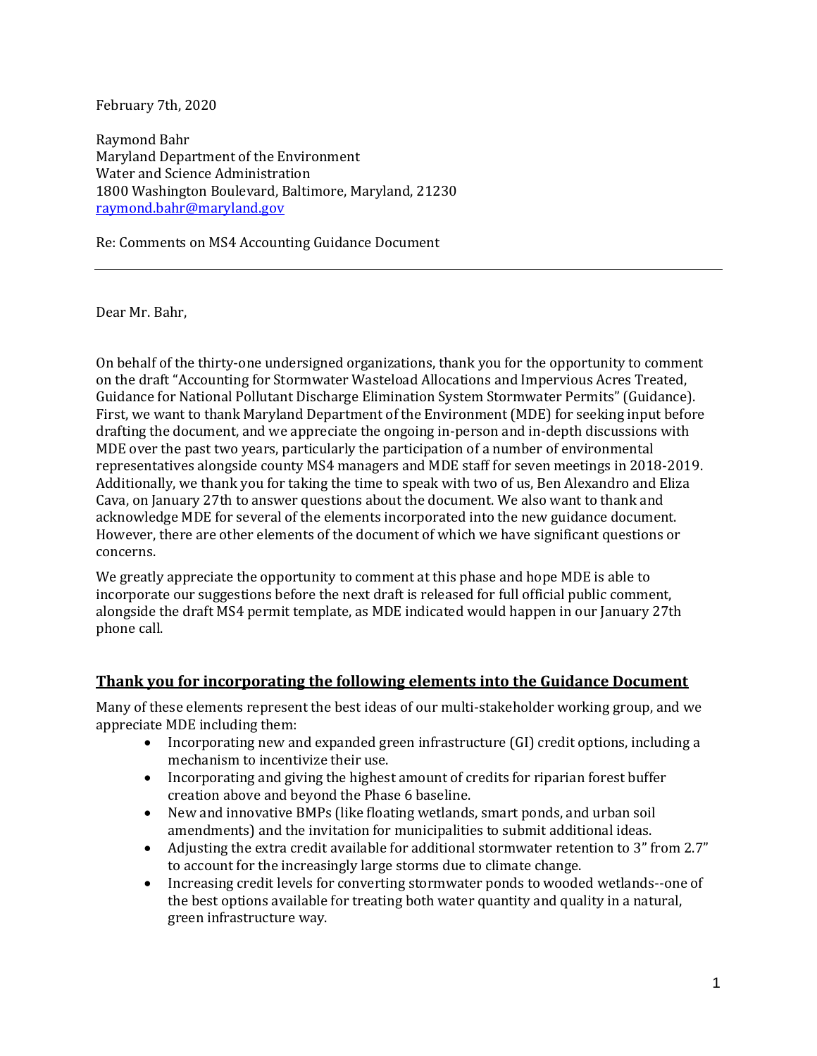February 7th, 2020

Raymond Bahr
Maryland Department of the Environment
Water and Science Administration
1800 Washington Boulevard, Baltimore, Maryland, 21230
[raymond.bahr@maryland.gov](mailto:raymond.bahr@maryland.gov)

Re: Comments on MS4 Accounting Guidance Document

---

Dear Mr. Bahr,

On behalf of the thirty-one undersigned organizations, thank you for the opportunity to comment on the draft "Accounting for Stormwater Wasteload Allocations and Impervious Acres Treated, Guidance for National Pollutant Discharge Elimination System Stormwater Permits" (Guidance). First, we want to thank Maryland Department of the Environment (MDE) for seeking input before drafting the document, and we appreciate the ongoing in-person and in-depth discussions with MDE over the past two years, particularly the participation of a number of environmental representatives alongside county MS4 managers and MDE staff for seven meetings in 2018-2019. Additionally, we thank you for taking the time to speak with two of us, Ben Alexandro and Eliza Cava, on January 27th to answer questions about the document. We also want to thank and acknowledge MDE for several of the elements incorporated into the new guidance document. However, there are other elements of the document of which we have significant questions or concerns.

We greatly appreciate the opportunity to comment at this phase and hope MDE is able to incorporate our suggestions before the next draft is released for full official public comment, alongside the draft MS4 permit template, as MDE indicated would happen in our January 27th phone call.

## <u>Thank you for incorporating the following elements into the Guidance Document</u>

Many of these elements represent the best ideas of our multi-stakeholder working group, and we appreciate MDE including them:

- Incorporating new and expanded green infrastructure (GI) credit options, including a mechanism to incentivize their use.
- Incorporating and giving the highest amount of credits for riparian forest buffer creation above and beyond the Phase 6 baseline.
- New and innovative BMPs (like floating wetlands, smart ponds, and urban soil amendments) and the invitation for municipalities to submit additional ideas.
- Adjusting the extra credit available for additional stormwater retention to 3" from 2.7" to account for the increasingly large storms due to climate change.
- Increasing credit levels for converting stormwater ponds to wooded wetlands--one of the best options available for treating both water quantity and quality in a natural, green infrastructure way.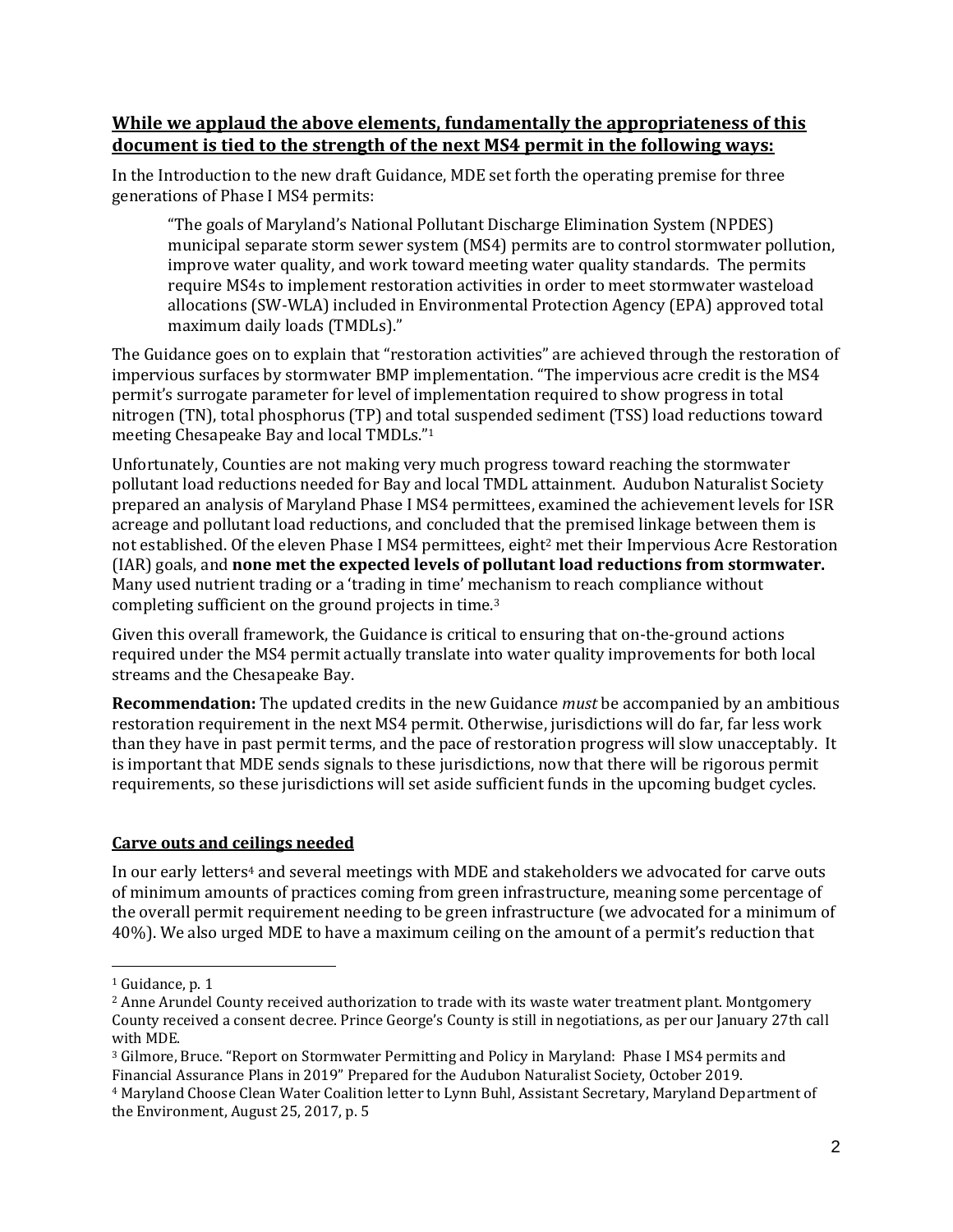**While we applaud the above elements, fundamentally the appropriateness of this document is tied to the strength of the next MS4 permit in the following ways:**

In the Introduction to the new draft Guidance, MDE set forth the operating premise for three generations of Phase I MS4 permits:

> "The goals of Maryland's National Pollutant Discharge Elimination System (NPDES) municipal separate storm sewer system (MS4) permits are to control stormwater pollution, improve water quality, and work toward meeting water quality standards. The permits require MS4s to implement restoration activities in order to meet stormwater wasteload allocations (SW-WLA) included in Environmental Protection Agency (EPA) approved total maximum daily loads (TMDLs)."

The Guidance goes on to explain that "restoration activities" are achieved through the restoration of impervious surfaces by stormwater BMP implementation. "The impervious acre credit is the MS4 permit's surrogate parameter for level of implementation required to show progress in total nitrogen (TN), total phosphorus (TP) and total suspended sediment (TSS) load reductions toward meeting Chesapeake Bay and local TMDLs."[1]

Unfortunately, Counties are not making very much progress toward reaching the stormwater pollutant load reductions needed for Bay and local TMDL attainment. Audubon Naturalist Society prepared an analysis of Maryland Phase I MS4 permittees, examined the achievement levels for ISR acreage and pollutant load reductions, and concluded that the premised linkage between them is not established. Of the eleven Phase I MS4 permittees, eight[2] met their Impervious Acre Restoration (IAR) goals, and **none met the expected levels of pollutant load reductions from stormwater.** Many used nutrient trading or a 'trading in time' mechanism to reach compliance without completing sufficient on the ground projects in time.[3]

Given this overall framework, the Guidance is critical to ensuring that on-the-ground actions required under the MS4 permit actually translate into water quality improvements for both local streams and the Chesapeake Bay.

**Recommendation:** The updated credits in the new Guidance *must* be accompanied by an ambitious restoration requirement in the next MS4 permit. Otherwise, jurisdictions will do far, far less work than they have in past permit terms, and the pace of restoration progress will slow unacceptably. It is important that MDE sends signals to these jurisdictions, now that there will be rigorous permit requirements, so these jurisdictions will set aside sufficient funds in the upcoming budget cycles.

**Carve outs and ceilings needed**

In our early letters[4] and several meetings with MDE and stakeholders we advocated for carve outs of minimum amounts of practices coming from green infrastructure, meaning some percentage of the overall permit requirement needing to be green infrastructure (we advocated for a minimum of 40%). We also urged MDE to have a maximum ceiling on the amount of a permit's reduction that

---

[1] Guidance, p. 1

[2] Anne Arundel County received authorization to trade with its waste water treatment plant. Montgomery County received a consent decree. Prince George's County is still in negotiations, as per our January 27th call with MDE.

[3] Gilmore, Bruce. "Report on Stormwater Permitting and Policy in Maryland: Phase I MS4 permits and Financial Assurance Plans in 2019" Prepared for the Audubon Naturalist Society, October 2019.

[4] Maryland Choose Clean Water Coalition letter to Lynn Buhl, Assistant Secretary, Maryland Department of the Environment, August 25, 2017, p. 5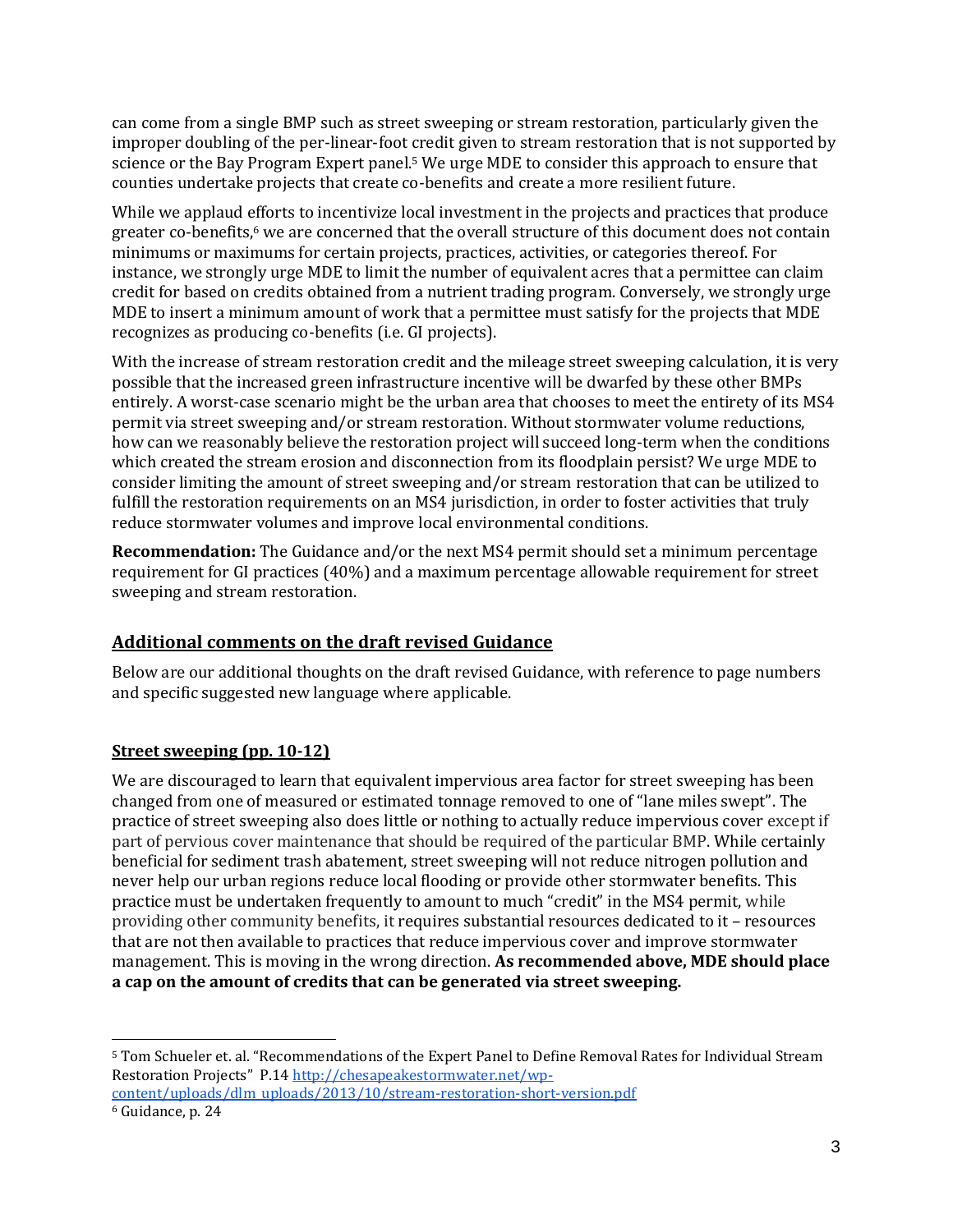can come from a single BMP such as street sweeping or stream restoration, particularly given the improper doubling of the per-linear-foot credit given to stream restoration that is not supported by science or the Bay Program Expert panel.[5] We urge MDE to consider this approach to ensure that counties undertake projects that create co-benefits and create a more resilient future.

While we applaud efforts to incentivize local investment in the projects and practices that produce greater co-benefits,[6] we are concerned that the overall structure of this document does not contain minimums or maximums for certain projects, practices, activities, or categories thereof. For instance, we strongly urge MDE to limit the number of equivalent acres that a permittee can claim credit for based on credits obtained from a nutrient trading program. Conversely, we strongly urge MDE to insert a minimum amount of work that a permittee must satisfy for the projects that MDE recognizes as producing co-benefits (i.e. GI projects).

With the increase of stream restoration credit and the mileage street sweeping calculation, it is very possible that the increased green infrastructure incentive will be dwarfed by these other BMPs entirely. A worst-case scenario might be the urban area that chooses to meet the entirety of its MS4 permit via street sweeping and/or stream restoration. Without stormwater volume reductions, how can we reasonably believe the restoration project will succeed long-term when the conditions which created the stream erosion and disconnection from its floodplain persist? We urge MDE to consider limiting the amount of street sweeping and/or stream restoration that can be utilized to fulfill the restoration requirements on an MS4 jurisdiction, in order to foster activities that truly reduce stormwater volumes and improve local environmental conditions.

**Recommendation:** The Guidance and/or the next MS4 permit should set a minimum percentage requirement for GI practices (40%) and a maximum percentage allowable requirement for street sweeping and stream restoration.

## Additional comments on the draft revised Guidance

Below are our additional thoughts on the draft revised Guidance, with reference to page numbers and specific suggested new language where applicable.

### Street sweeping (pp. 10-12)

We are discouraged to learn that equivalent impervious area factor for street sweeping has been changed from one of measured or estimated tonnage removed to one of "lane miles swept". The practice of street sweeping also does little or nothing to actually reduce impervious cover except if part of pervious cover maintenance that should be required of the particular BMP. While certainly beneficial for sediment trash abatement, street sweeping will not reduce nitrogen pollution and never help our urban regions reduce local flooding or provide other stormwater benefits. This practice must be undertaken frequently to amount to much "credit" in the MS4 permit, while providing other community benefits, it requires substantial resources dedicated to it – resources that are not then available to practices that reduce impervious cover and improve stormwater management. This is moving in the wrong direction. **As recommended above, MDE should place a cap on the amount of credits that can be generated via street sweeping.**

---

[5] Tom Schueler et. al. "Recommendations of the Expert Panel to Define Removal Rates for Individual Stream Restoration Projects" P.14 http://chesapeakestormwater.net/wp-content/uploads/dlm_uploads/2013/10/stream-restoration-short-version.pdf

[6] Guidance, p. 24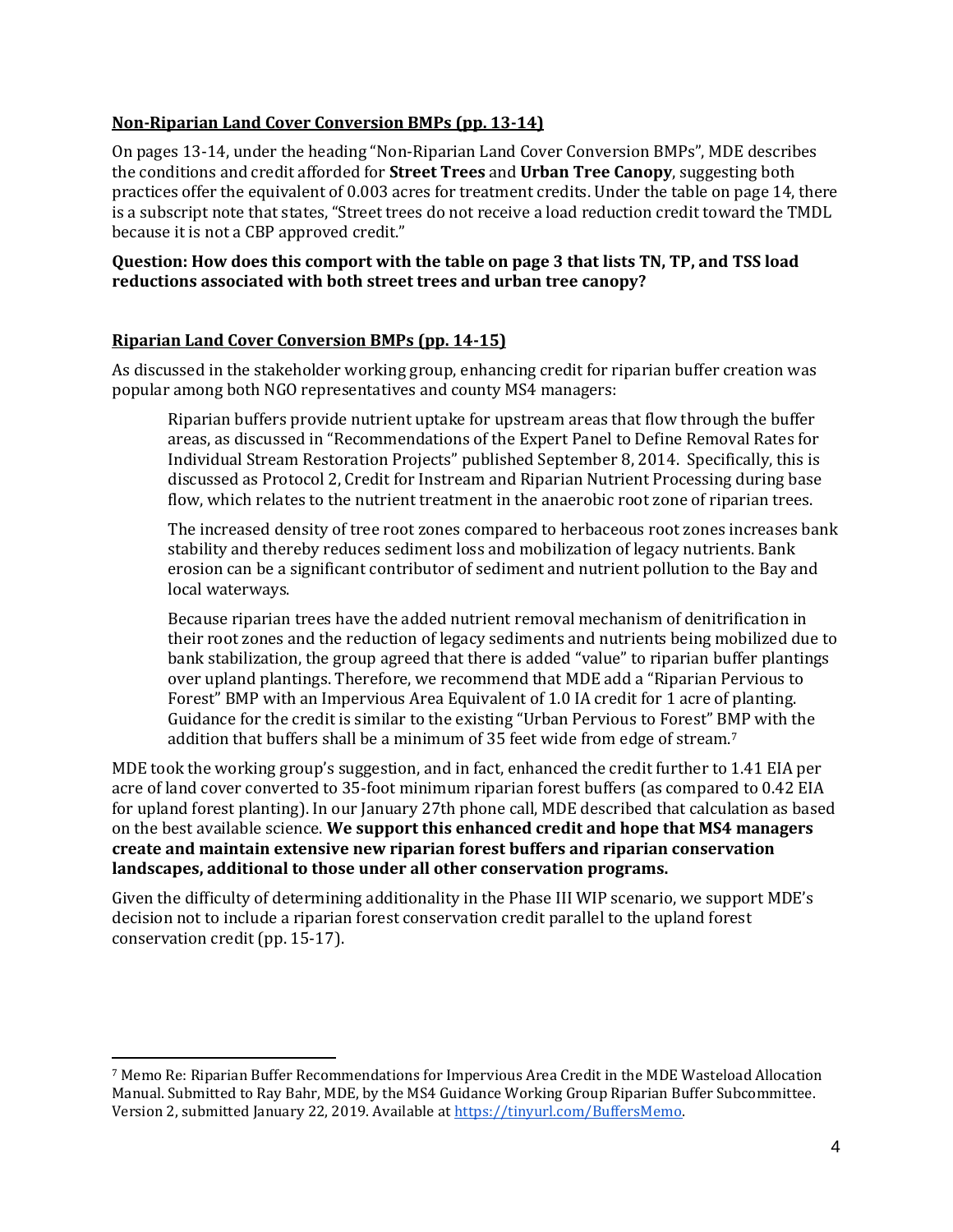**Non-Riparian Land Cover Conversion BMPs (pp. 13-14)**

On pages 13-14, under the heading "Non-Riparian Land Cover Conversion BMPs", MDE describes the conditions and credit afforded for **Street Trees** and **Urban Tree Canopy**, suggesting both practices offer the equivalent of 0.003 acres for treatment credits. Under the table on page 14, there is a subscript note that states, "Street trees do not receive a load reduction credit toward the TMDL because it is not a CBP approved credit."

**Question: How does this comport with the table on page 3 that lists TN, TP, and TSS load reductions associated with both street trees and urban tree canopy?**

**Riparian Land Cover Conversion BMPs (pp. 14-15)**

As discussed in the stakeholder working group, enhancing credit for riparian buffer creation was popular among both NGO representatives and county MS4 managers:

> Riparian buffers provide nutrient uptake for upstream areas that flow through the buffer areas, as discussed in "Recommendations of the Expert Panel to Define Removal Rates for Individual Stream Restoration Projects" published September 8, 2014. Specifically, this is discussed as Protocol 2, Credit for Instream and Riparian Nutrient Processing during base flow, which relates to the nutrient treatment in the anaerobic root zone of riparian trees.
>
> The increased density of tree root zones compared to herbaceous root zones increases bank stability and thereby reduces sediment loss and mobilization of legacy nutrients. Bank erosion can be a significant contributor of sediment and nutrient pollution to the Bay and local waterways.
>
> Because riparian trees have the added nutrient removal mechanism of denitrification in their root zones and the reduction of legacy sediments and nutrients being mobilized due to bank stabilization, the group agreed that there is added "value" to riparian buffer plantings over upland plantings. Therefore, we recommend that MDE add a "Riparian Pervious to Forest" BMP with an Impervious Area Equivalent of 1.0 IA credit for 1 acre of planting. Guidance for the credit is similar to the existing "Urban Pervious to Forest" BMP with the addition that buffers shall be a minimum of 35 feet wide from edge of stream.[7]

MDE took the working group's suggestion, and in fact, enhanced the credit further to 1.41 EIA per acre of land cover converted to 35-foot minimum riparian forest buffers (as compared to 0.42 EIA for upland forest planting). In our January 27th phone call, MDE described that calculation as based on the best available science. **We support this enhanced credit and hope that MS4 managers create and maintain extensive new riparian forest buffers and riparian conservation landscapes, additional to those under all other conservation programs.**

Given the difficulty of determining additionality in the Phase III WIP scenario, we support MDE's decision not to include a riparian forest conservation credit parallel to the upland forest conservation credit (pp. 15-17).

---

[7] Memo Re: Riparian Buffer Recommendations for Impervious Area Credit in the MDE Wasteload Allocation Manual. Submitted to Ray Bahr, MDE, by the MS4 Guidance Working Group Riparian Buffer Subcommittee. Version 2, submitted January 22, 2019. Available at https://tinyurl.com/BuffersMemo.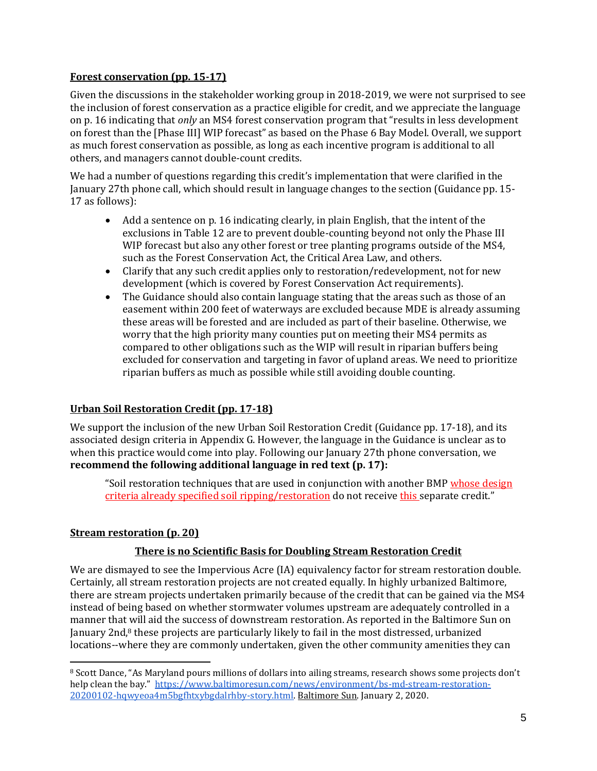**Forest conservation (pp. 15-17)**

Given the discussions in the stakeholder working group in 2018-2019, we were not surprised to see the inclusion of forest conservation as a practice eligible for credit, and we appreciate the language on p. 16 indicating that *only* an MS4 forest conservation program that "results in less development on forest than the [Phase III] WIP forecast" as based on the Phase 6 Bay Model. Overall, we support as much forest conservation as possible, as long as each incentive program is additional to all others, and managers cannot double-count credits.

We had a number of questions regarding this credit's implementation that were clarified in the January 27th phone call, which should result in language changes to the section (Guidance pp. 15-17 as follows):

- Add a sentence on p. 16 indicating clearly, in plain English, that the intent of the exclusions in Table 12 are to prevent double-counting beyond not only the Phase III WIP forecast but also any other forest or tree planting programs outside of the MS4, such as the Forest Conservation Act, the Critical Area Law, and others.
- Clarify that any such credit applies only to restoration/redevelopment, not for new development (which is covered by Forest Conservation Act requirements).
- The Guidance should also contain language stating that the areas such as those of an easement within 200 feet of waterways are excluded because MDE is already assuming these areas will be forested and are included as part of their baseline. Otherwise, we worry that the high priority many counties put on meeting their MS4 permits as compared to other obligations such as the WIP will result in riparian buffers being excluded for conservation and targeting in favor of upland areas. We need to prioritize riparian buffers as much as possible while still avoiding double counting.

**Urban Soil Restoration Credit (pp. 17-18)**

We support the inclusion of the new Urban Soil Restoration Credit (Guidance pp. 17-18), and its associated design criteria in Appendix G. However, the language in the Guidance is unclear as to when this practice would come into play. Following our January 27th phone conversation, we **recommend the following additional language in red text (p. 17):**

> "Soil restoration techniques that are used in conjunction with another BMP whose design criteria already specified soil ripping/restoration do not receive this separate credit."

**Stream restoration (p. 20)**

**There is no Scientific Basis for Doubling Stream Restoration Credit**

We are dismayed to see the Impervious Acre (IA) equivalency factor for stream restoration double. Certainly, all stream restoration projects are not created equally. In highly urbanized Baltimore, there are stream projects undertaken primarily because of the credit that can be gained via the MS4 instead of being based on whether stormwater volumes upstream are adequately controlled in a manner that will aid the success of downstream restoration. As reported in the Baltimore Sun on January 2nd,[8] these projects are particularly likely to fail in the most distressed, urbanized locations--where they are commonly undertaken, given the other community amenities they can

[8] Scott Dance, "As Maryland pours millions of dollars into ailing streams, research shows some projects don't help clean the bay." https://www.baltimoresun.com/news/environment/bs-md-stream-restoration-20200102-hqwyeoa4m5bgfhtxybgdalrhby-story.html. Baltimore Sun. January 2, 2020.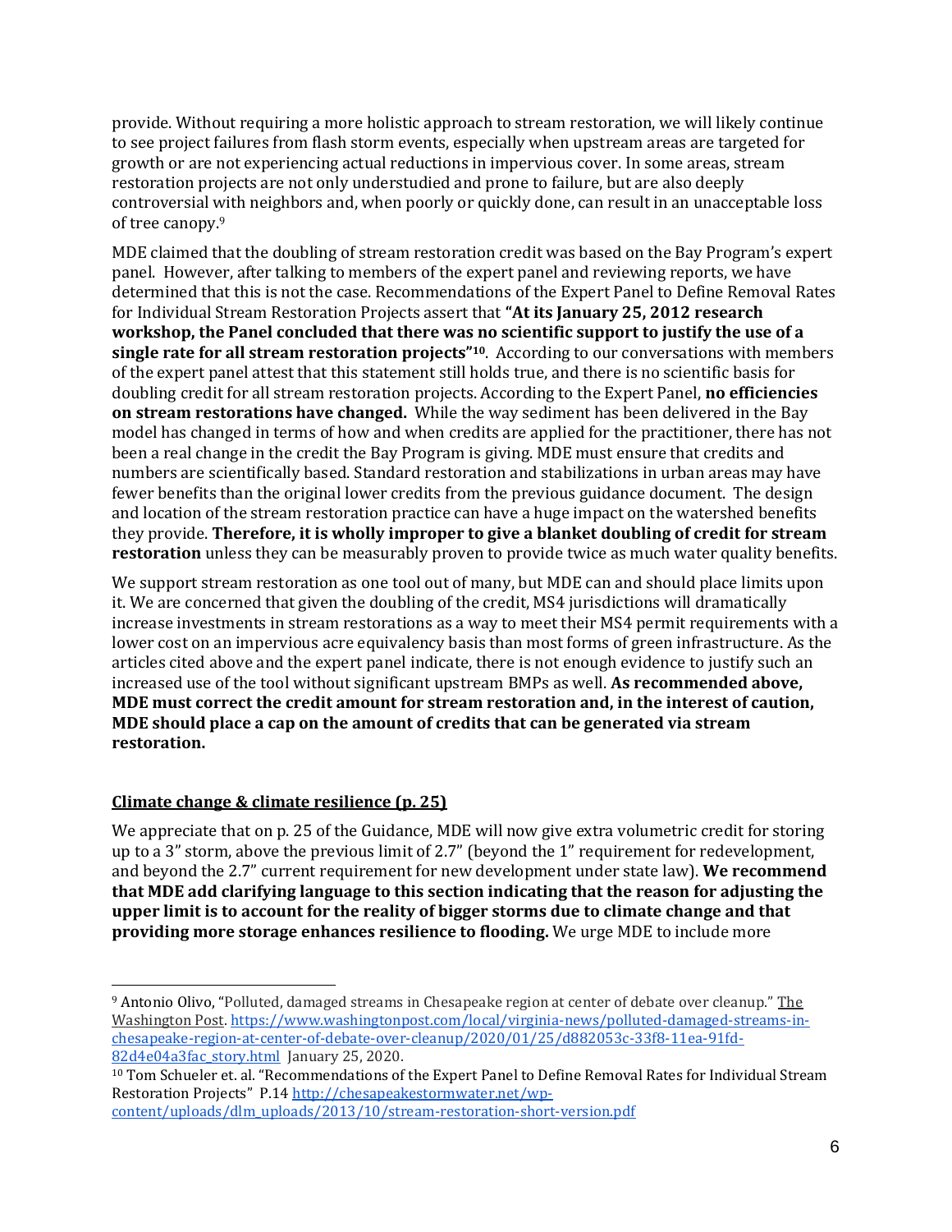provide. Without requiring a more holistic approach to stream restoration, we will likely continue to see project failures from flash storm events, especially when upstream areas are targeted for growth or are not experiencing actual reductions in impervious cover. In some areas, stream restoration projects are not only understudied and prone to failure, but are also deeply controversial with neighbors and, when poorly or quickly done, can result in an unacceptable loss of tree canopy.[9]

MDE claimed that the doubling of stream restoration credit was based on the Bay Program's expert panel. However, after talking to members of the expert panel and reviewing reports, we have determined that this is not the case. Recommendations of the Expert Panel to Define Removal Rates for Individual Stream Restoration Projects assert that **"At its January 25, 2012 research workshop, the Panel concluded that there was no scientific support to justify the use of a single rate for all stream restoration projects"[10]**. According to our conversations with members of the expert panel attest that this statement still holds true, and there is no scientific basis for doubling credit for all stream restoration projects. According to the Expert Panel, **no efficiencies on stream restorations have changed.** While the way sediment has been delivered in the Bay model has changed in terms of how and when credits are applied for the practitioner, there has not been a real change in the credit the Bay Program is giving. MDE must ensure that credits and numbers are scientifically based. Standard restoration and stabilizations in urban areas may have fewer benefits than the original lower credits from the previous guidance document. The design and location of the stream restoration practice can have a huge impact on the watershed benefits they provide. **Therefore, it is wholly improper to give a blanket doubling of credit for stream restoration** unless they can be measurably proven to provide twice as much water quality benefits.

We support stream restoration as one tool out of many, but MDE can and should place limits upon it. We are concerned that given the doubling of the credit, MS4 jurisdictions will dramatically increase investments in stream restorations as a way to meet their MS4 permit requirements with a lower cost on an impervious acre equivalency basis than most forms of green infrastructure. As the articles cited above and the expert panel indicate, there is not enough evidence to justify such an increased use of the tool without significant upstream BMPs as well. **As recommended above, MDE must correct the credit amount for stream restoration and, in the interest of caution, MDE should place a cap on the amount of credits that can be generated via stream restoration.**

## Climate change & climate resilience (p. 25)

We appreciate that on p. 25 of the Guidance, MDE will now give extra volumetric credit for storing up to a 3" storm, above the previous limit of 2.7" (beyond the 1" requirement for redevelopment, and beyond the 2.7" current requirement for new development under state law). **We recommend that MDE add clarifying language to this section indicating that the reason for adjusting the upper limit is to account for the reality of bigger storms due to climate change and that providing more storage enhances resilience to flooding.** We urge MDE to include more

---

[9] Antonio Olivo, "Polluted, damaged streams in Chesapeake region at center of debate over cleanup." The Washington Post. https://www.washingtonpost.com/local/virginia-news/polluted-damaged-streams-in-chesapeake-region-at-center-of-debate-over-cleanup/2020/01/25/d882053c-33f8-11ea-91fd-82d4e04a3fac_story.html January 25, 2020.

[10] Tom Schueler et. al. "Recommendations of the Expert Panel to Define Removal Rates for Individual Stream Restoration Projects" P.14 http://chesapeakestormwater.net/wp-content/uploads/dlm_uploads/2013/10/stream-restoration-short-version.pdf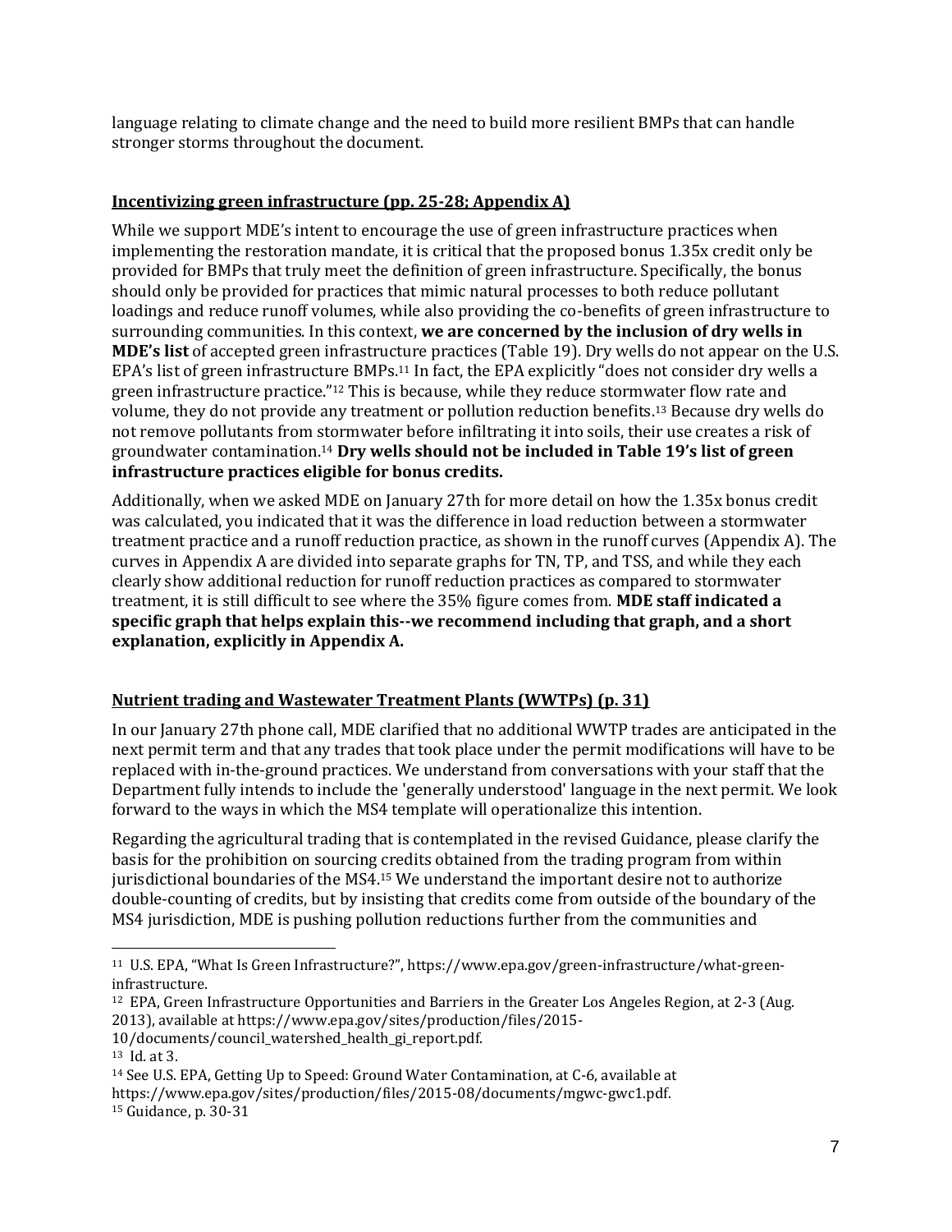language relating to climate change and the need to build more resilient BMPs that can handle stronger storms throughout the document.

## Incentivizing green infrastructure (pp. 25-28; Appendix A)

While we support MDE's intent to encourage the use of green infrastructure practices when implementing the restoration mandate, it is critical that the proposed bonus 1.35x credit only be provided for BMPs that truly meet the definition of green infrastructure. Specifically, the bonus should only be provided for practices that mimic natural processes to both reduce pollutant loadings and reduce runoff volumes, while also providing the co-benefits of green infrastructure to surrounding communities. In this context, **we are concerned by the inclusion of dry wells in MDE's list** of accepted green infrastructure practices (Table 19). Dry wells do not appear on the U.S. EPA's list of green infrastructure BMPs.[11] In fact, the EPA explicitly "does not consider dry wells a green infrastructure practice."[12] This is because, while they reduce stormwater flow rate and volume, they do not provide any treatment or pollution reduction benefits.[13] Because dry wells do not remove pollutants from stormwater before infiltrating it into soils, their use creates a risk of groundwater contamination.[14] **Dry wells should not be included in Table 19's list of green infrastructure practices eligible for bonus credits.**

Additionally, when we asked MDE on January 27th for more detail on how the 1.35x bonus credit was calculated, you indicated that it was the difference in load reduction between a stormwater treatment practice and a runoff reduction practice, as shown in the runoff curves (Appendix A). The curves in Appendix A are divided into separate graphs for TN, TP, and TSS, and while they each clearly show additional reduction for runoff reduction practices as compared to stormwater treatment, it is still difficult to see where the 35% figure comes from. **MDE staff indicated a specific graph that helps explain this--we recommend including that graph, and a short explanation, explicitly in Appendix A.**

## Nutrient trading and Wastewater Treatment Plants (WWTPs) (p. 31)

In our January 27th phone call, MDE clarified that no additional WWTP trades are anticipated in the next permit term and that any trades that took place under the permit modifications will have to be replaced with in-the-ground practices. We understand from conversations with your staff that the Department fully intends to include the 'generally understood' language in the next permit. We look forward to the ways in which the MS4 template will operationalize this intention.

Regarding the agricultural trading that is contemplated in the revised Guidance, please clarify the basis for the prohibition on sourcing credits obtained from the trading program from within jurisdictional boundaries of the MS4.[15] We understand the important desire not to authorize double-counting of credits, but by insisting that credits come from outside of the boundary of the MS4 jurisdiction, MDE is pushing pollution reductions further from the communities and

---

[11] U.S. EPA, "What Is Green Infrastructure?", https://www.epa.gov/green-infrastructure/what-green-infrastructure.

[12] EPA, Green Infrastructure Opportunities and Barriers in the Greater Los Angeles Region, at 2-3 (Aug. 2013), available at https://www.epa.gov/sites/production/files/2015-10/documents/council_watershed_health_gi_report.pdf.

[13] Id. at 3.

[14] See U.S. EPA, Getting Up to Speed: Ground Water Contamination, at C-6, available at https://www.epa.gov/sites/production/files/2015-08/documents/mgwc-gwc1.pdf.

[15] Guidance, p. 30-31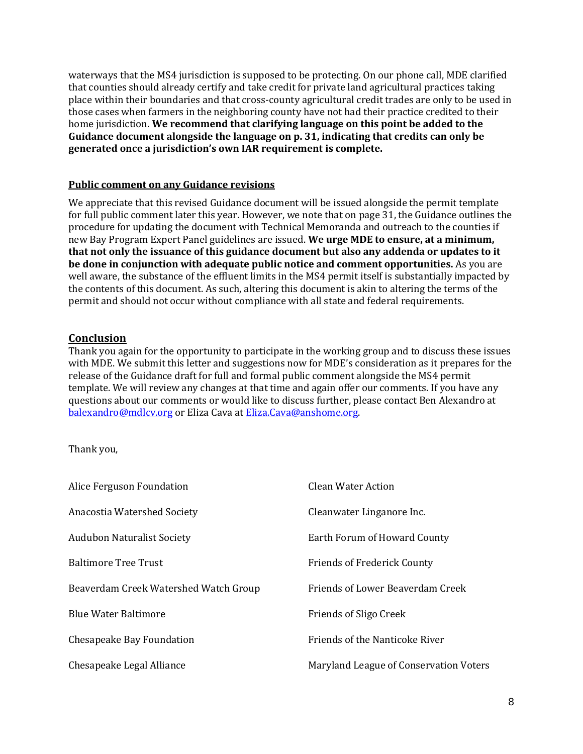waterways that the MS4 jurisdiction is supposed to be protecting. On our phone call, MDE clarified that counties should already certify and take credit for private land agricultural practices taking place within their boundaries and that cross-county agricultural credit trades are only to be used in those cases when farmers in the neighboring county have not had their practice credited to their home jurisdiction. **We recommend that clarifying language on this point be added to the Guidance document alongside the language on p. 31, indicating that credits can only be generated once a jurisdiction's own IAR requirement is complete.**

### Public comment on any Guidance revisions

We appreciate that this revised Guidance document will be issued alongside the permit template for full public comment later this year. However, we note that on page 31, the Guidance outlines the procedure for updating the document with Technical Memoranda and outreach to the counties if new Bay Program Expert Panel guidelines are issued. **We urge MDE to ensure, at a minimum, that not only the issuance of this guidance document but also any addenda or updates to it be done in conjunction with adequate public notice and comment opportunities.** As you are well aware, the substance of the effluent limits in the MS4 permit itself is substantially impacted by the contents of this document. As such, altering this document is akin to altering the terms of the permit and should not occur without compliance with all state and federal requirements.

## Conclusion

Thank you again for the opportunity to participate in the working group and to discuss these issues with MDE. We submit this letter and suggestions now for MDE's consideration as it prepares for the release of the Guidance draft for full and formal public comment alongside the MS4 permit template. We will review any changes at that time and again offer our comments. If you have any questions about our comments or would like to discuss further, please contact Ben Alexandro at balexandro@mdlcv.org or Eliza Cava at Eliza.Cava@anshome.org.

Thank you,

Alice Ferguson Foundation

Anacostia Watershed Society

Audubon Naturalist Society

Baltimore Tree Trust

Beaverdam Creek Watershed Watch Group

Blue Water Baltimore

Chesapeake Bay Foundation

Chesapeake Legal Alliance

Clean Water Action

Cleanwater Linganore Inc.

Earth Forum of Howard County

Friends of Frederick County

Friends of Lower Beaverdam Creek

Friends of Sligo Creek

Friends of the Nanticoke River

Maryland League of Conservation Voters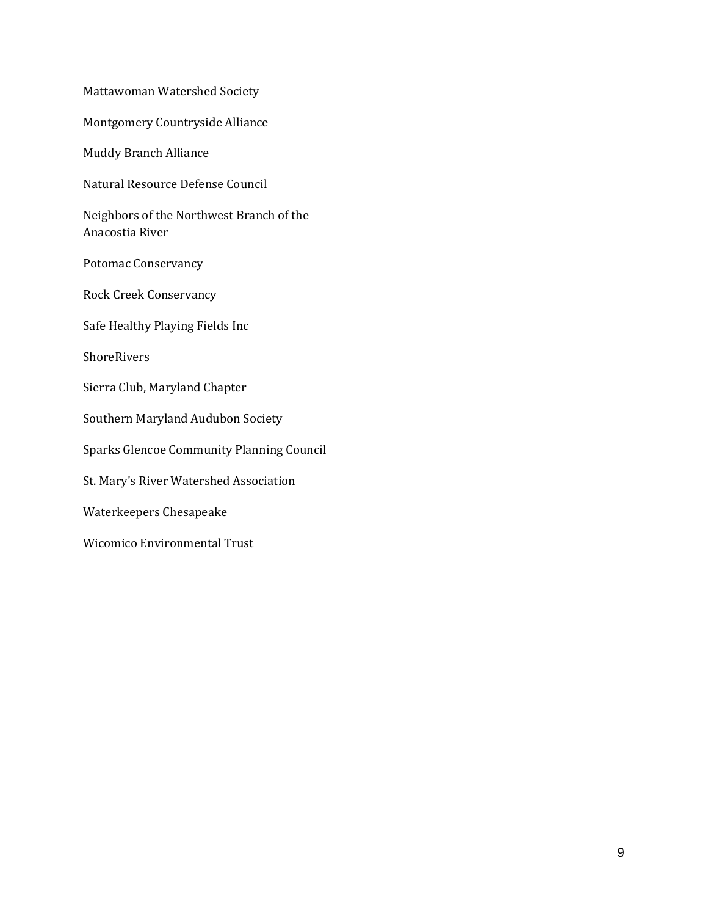Mattawoman Watershed Society

Montgomery Countryside Alliance

Muddy Branch Alliance

Natural Resource Defense Council

Neighbors of the Northwest Branch of the Anacostia River

Potomac Conservancy

Rock Creek Conservancy

Safe Healthy Playing Fields Inc

ShoreRivers

Sierra Club, Maryland Chapter

Southern Maryland Audubon Society

Sparks Glencoe Community Planning Council

St. Mary's River Watershed Association

Waterkeepers Chesapeake

Wicomico Environmental Trust